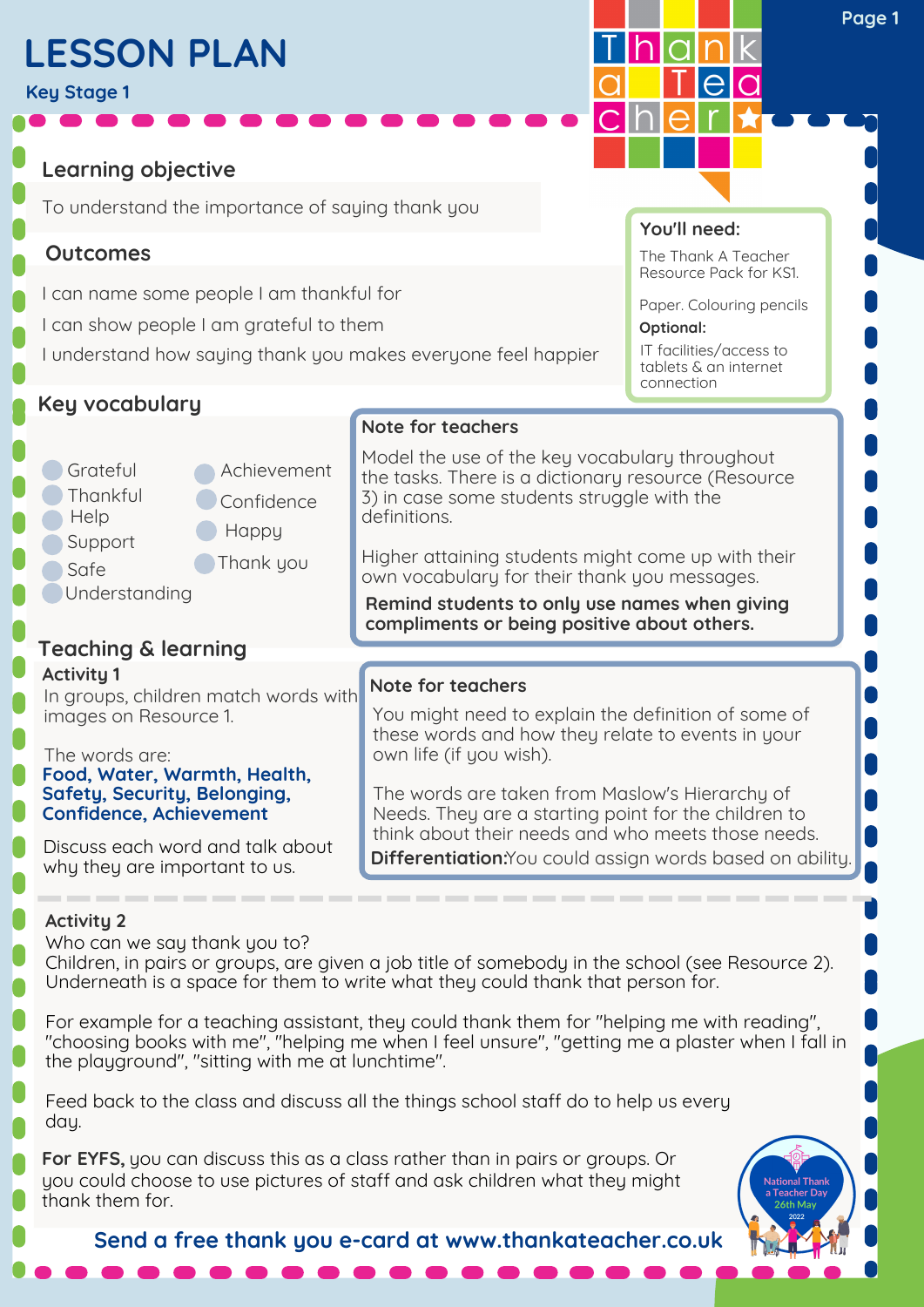# LESSON PLAN

**Key Stage 1**

Thank a Teacher

## Learning objective

To understand the importance of saying thank you

## Outcomes

I can name some people I am thankful for

I can show people I am grateful to them

I understand how saying thank you makes everyone feel happier

### You'll need:

The Thank A Teacher Resource Pack for KS1.

Paper. Colouring pencils

**Optional:**

IT facilities/access to tablets & an internet connection

## Key vocabulary

- Grateful
- Thankful
- Help
- Support
- Safe
- Understanding
- Achievement
- Confidence
- Happy
- Thank you

### Note for teachers

Model the use of the key vocabulary throughout the tasks. There is a dictionary resource (Resource 3) in case some students struggle with the definitions.

Higher attaining students might come up with their own vocabulary for their thank you messages.

**Remind students to only use names when giving compliments or being positive about others.**

## Teaching & learning

### Activity 1

In groups, children match words with images on Resource 1.

The words are:

**Food, Water, Warmth, Health, Safety, Security, Belonging, Confidence, Achievement**

Discuss each word and talk about why they are important to us.

### Note for teachers

You might need to explain the definition of some of these words and how they relate to events in your own life (if you wish).

The words are taken from Maslow's Hierarchy of Needs. They are a starting point for the children to think about their needs and who meets those needs.

**Differentiation:** You could assign words based on ability.

### Activity 2

Who can we say thank you to?

Children, in pairs or groups, are given a job title of somebody in the school (see Resource 2). Underneath is a space for them to write what they could thank that person for.

For example for a teaching assistant, they could thank them for "helping me with reading", "choosing books with me", "helping me when I feel unsure", "getting me a plaster when I fall in the playground", "sitting with me at lunchtime".

Feed back to the class and discuss all the things school staff do to help us every day.

**For EYFS,** you can discuss this as a class rather than in pairs or groups. Or you could choose to use pictures of staff and ask children what they might thank them for.

**Send a free thank you e-card at www.thankateacher.co.uk**

National Thank a Teacher Day 26th May 2022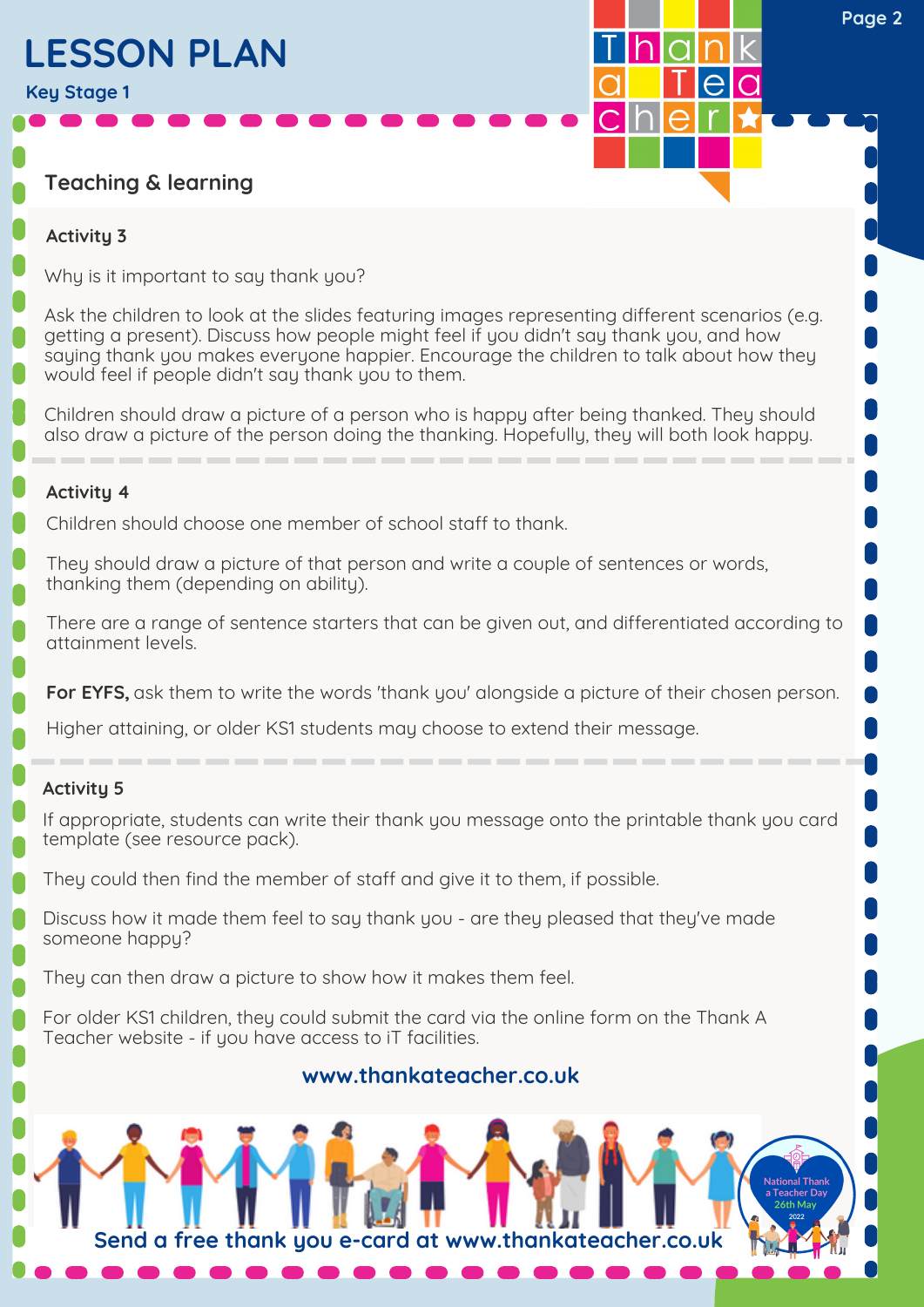# LESSON PLAN

**Key Stage 1**

## Teaching & learning

### Activity 3

Why is it important to say thank you?

Ask the children to look at the slides featuring images representing different scenarios (e.g. getting a present). Discuss how people might feel if you didn't say thank you, and how saying thank you makes everyone happier. Encourage the children to talk about how they would feel if people didn't say thank you to them.

Children should draw a picture of a person who is happy after being thanked. They should also draw a picture of the person doing the thanking. Hopefully, they will both look happy.

### Activity 4

Children should choose one member of school staff to thank.

They should draw a picture of that person and write a couple of sentences or words, thanking them (depending on ability).

There are a range of sentence starters that can be given out, and differentiated according to attainment levels.

**For EYFS,** ask them to write the words 'thank you' alongside a picture of their chosen person.

Higher attaining, or older KS1 students may choose to extend their message.

### Activity 5

If appropriate, students can write their thank you message onto the printable thank you card template (see resource pack).

They could then find the member of staff and give it to them, if possible.

Discuss how it made them feel to say thank you - are they pleased that they've made someone happy?

They can then draw a picture to show how it makes them feel.

For older KS1 children, they could submit the card via the online form on the Thank A Teacher website - if you have access to iT facilities.

**www.thankateacher.co.uk**

**Send a free thank you e-card at www.thankateacher.co.uk**

National Thank a Teacher Day 26th May 2022